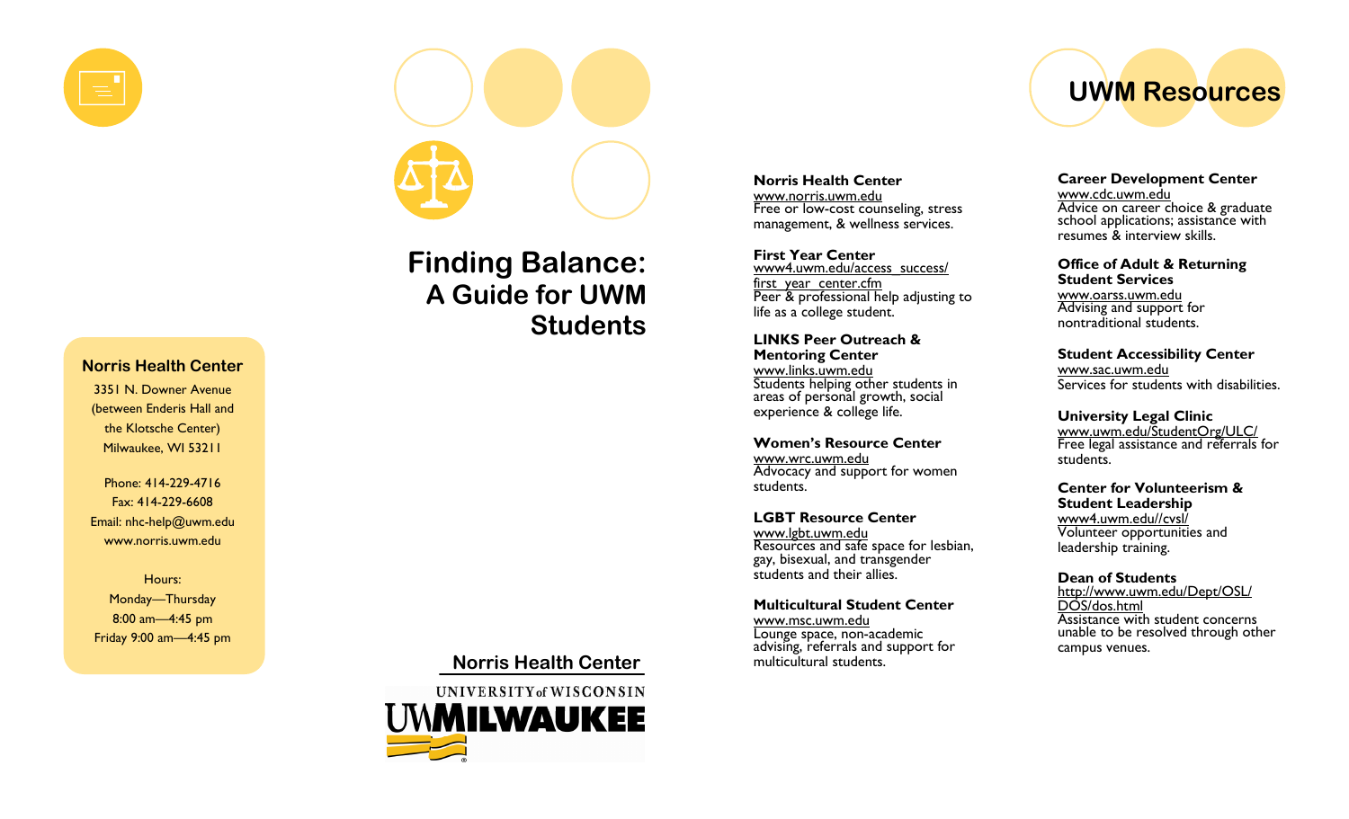## Norris Health Center

3351 N. Downer Avenue
(between Enderis Hall and the Klotsche Center)
Milwaukee, WI 53211

Phone: 414-229-4716
Fax: 414-229-6608
Email: nhc-help@uwm.edu
www.norris.uwm.edu

Hours:
Monday—Thursday
8:00 am—4:45 pm
Friday 9:00 am—4:45 pm

# Finding Balance: A Guide for UWM Students

Norris Health Center

UNIVERSITY of WISCONSIN
UWMILWAUKEE

## UWM Resources

**Norris Health Center**
www.norris.uwm.edu
Free or low-cost counseling, stress management, & wellness services.

**First Year Center**
www4.uwm.edu/access_success/first_year_center.cfm
Peer & professional help adjusting to life as a college student.

**LINKS Peer Outreach & Mentoring Center**
www.links.uwm.edu
Students helping other students in areas of personal growth, social experience & college life.

**Women's Resource Center**
www.wrc.uwm.edu
Advocacy and support for women students.

**LGBT Resource Center**
www.lgbt.uwm.edu
Resources and safe space for lesbian, gay, bisexual, and transgender students and their allies.

**Multicultural Student Center**
www.msc.uwm.edu
Lounge space, non-academic advising, referrals and support for multicultural students.

**Career Development Center**
www.cdc.uwm.edu
Advice on career choice & graduate school applications; assistance with resumes & interview skills.

**Office of Adult & Returning Student Services**
www.oarss.uwm.edu
Advising and support for nontraditional students.

**Student Accessibility Center**
www.sac.uwm.edu
Services for students with disabilities.

**University Legal Clinic**
www.uwm.edu/StudentOrg/ULC/
Free legal assistance and referrals for students.

**Center for Volunteerism & Student Leadership**
www4.uwm.edu//cvsl/
Volunteer opportunities and leadership training.

**Dean of Students**
http://www.uwm.edu/Dept/OSL/DOS/dos.html
Assistance with student concerns unable to be resolved through other campus venues.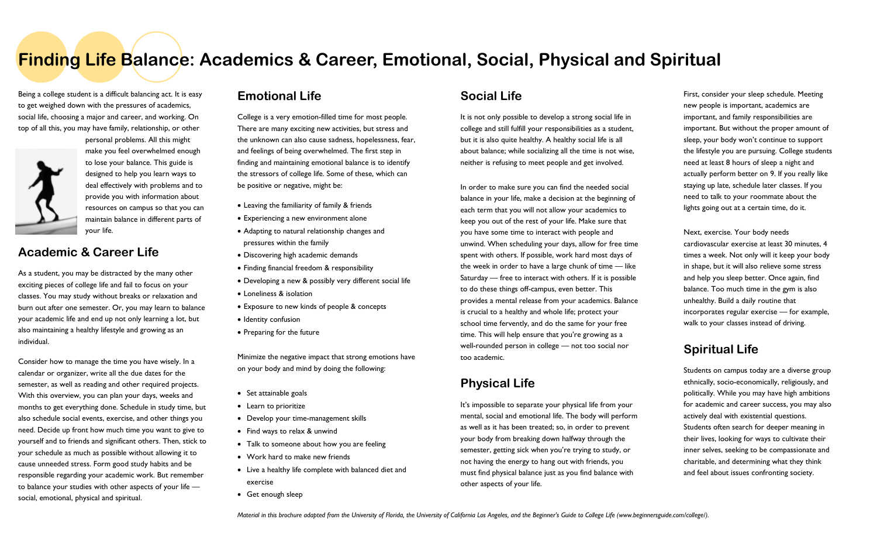# Finding Life Balance: Academics & Career, Emotional, Social, Physical and Spiritual

Being a college student is a difficult balancing act. It is easy to get weighed down with the pressures of academics, social life, choosing a major and career, and working. On top of all this, you may have family, relationship, or other personal problems. All this might make you feel overwhelmed enough to lose your balance. This guide is designed to help you learn ways to deal effectively with problems and to provide you with information about resources on campus so that you can maintain balance in different parts of your life.

## Academic & Career Life

As a student, you may be distracted by the many other exciting pieces of college life and fail to focus on your classes. You may study without breaks or relaxation and burn out after one semester. Or, you may learn to balance your academic life and end up not only learning a lot, but also maintaining a healthy lifestyle and growing as an individual.

Consider how to manage the time you have wisely. In a calendar or organizer, write all the due dates for the semester, as well as reading and other required projects. With this overview, you can plan your days, weeks and months to get everything done. Schedule in study time, but also schedule social events, exercise, and other things you need. Decide up front how much time you want to give to yourself and to friends and significant others. Then, stick to your schedule as much as possible without allowing it to cause unneeded stress. Form good study habits and be responsible regarding your academic work. But remember to balance your studies with other aspects of your life — social, emotional, physical and spiritual.

## Emotional Life

College is a very emotion-filled time for most people. There are many exciting new activities, but stress and the unknown can also cause sadness, hopelessness, fear, and feelings of being overwhelmed. The first step in finding and maintaining emotional balance is to identify the stressors of college life. Some of these, which can be positive or negative, might be:

- Leaving the familiarity of family & friends
- Experiencing a new environment alone
- Adapting to natural relationship changes and pressures within the family
- Discovering high academic demands
- Finding financial freedom & responsibility
- Developing a new & possibly very different social life
- Loneliness & isolation
- Exposure to new kinds of people & concepts
- Identity confusion
- Preparing for the future

Minimize the negative impact that strong emotions have on your body and mind by doing the following:

- Set attainable goals
- Learn to prioritize
- Develop your time-management skills
- Find ways to relax & unwind
- Talk to someone about how you are feeling
- Work hard to make new friends
- Live a healthy life complete with balanced diet and exercise
- Get enough sleep

## Social Life

It is not only possible to develop a strong social life in college and still fulfill your responsibilities as a student, but it is also quite healthy. A healthy social life is all about balance; while socializing all the time is not wise, neither is refusing to meet people and get involved.

In order to make sure you can find the needed social balance in your life, make a decision at the beginning of each term that you will not allow your academics to keep you out of the rest of your life. Make sure that you have some time to interact with people and unwind. When scheduling your days, allow for free time spent with others. If possible, work hard most days of the week in order to have a large chunk of time — like Saturday — free to interact with others. If it is possible to do these things off-campus, even better. This provides a mental release from your academics. Balance is crucial to a healthy and whole life; protect your school time fervently, and do the same for your free time. This will help ensure that you're growing as a well-rounded person in college — not too social nor too academic.

## Physical Life

It's impossible to separate your physical life from your mental, social and emotional life. The body will perform as well as it has been treated; so, in order to prevent your body from breaking down halfway through the semester, getting sick when you're trying to study, or not having the energy to hang out with friends, you must find physical balance just as you find balance with other aspects of your life.

First, consider your sleep schedule. Meeting new people is important, academics are important, and family responsibilities are important. But without the proper amount of sleep, your body won't continue to support the lifestyle you are pursuing. College students need at least 8 hours of sleep a night and actually perform better on 9. If you really like staying up late, schedule later classes. If you need to talk to your roommate about the lights going out at a certain time, do it.

Next, exercise. Your body needs cardiovascular exercise at least 30 minutes, 4 times a week. Not only will it keep your body in shape, but it will also relieve some stress and help you sleep better. Once again, find balance. Too much time in the gym is also unhealthy. Build a daily routine that incorporates regular exercise — for example, walk to your classes instead of driving.

## Spiritual Life

Students on campus today are a diverse group ethnically, socio-economically, religiously, and politically. While you may have high ambitions for academic and career success, you may also actively deal with existential questions. Students often search for deeper meaning in their lives, looking for ways to cultivate their inner selves, seeking to be compassionate and charitable, and determining what they think and feel about issues confronting society.

*Material in this brochure adapted from the University of Florida, the University of California Los Angeles, and the Beginner's Guide to College Life (www.beginnersguide.com/college/).*